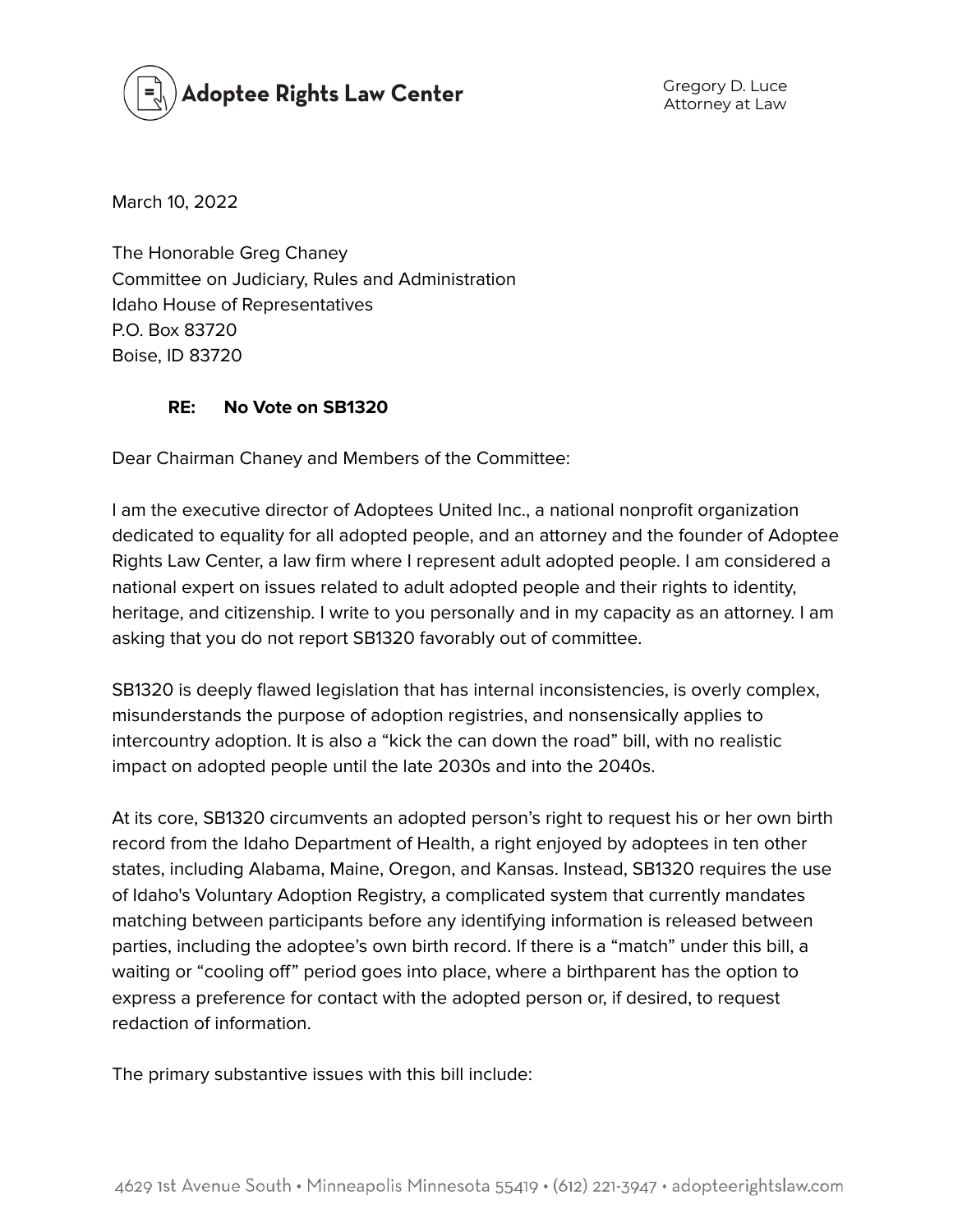**Adoptee Rights Law Center**

Gregory D. Luce
Attorney at Law

March 10, 2022

The Honorable Greg Chaney
Committee on Judiciary, Rules and Administration
Idaho House of Representatives
P.O. Box 83720
Boise, ID 83720

**RE: No Vote on SB1320**

Dear Chairman Chaney and Members of the Committee:

I am the executive director of Adoptees United Inc., a national nonprofit organization dedicated to equality for all adopted people, and an attorney and the founder of Adoptee Rights Law Center, a law firm where I represent adult adopted people. I am considered a national expert on issues related to adult adopted people and their rights to identity, heritage, and citizenship. I write to you personally and in my capacity as an attorney. I am asking that you do not report SB1320 favorably out of committee.

SB1320 is deeply flawed legislation that has internal inconsistencies, is overly complex, misunderstands the purpose of adoption registries, and nonsensically applies to intercountry adoption. It is also a "kick the can down the road" bill, with no realistic impact on adopted people until the late 2030s and into the 2040s.

At its core, SB1320 circumvents an adopted person's right to request his or her own birth record from the Idaho Department of Health, a right enjoyed by adoptees in ten other states, including Alabama, Maine, Oregon, and Kansas. Instead, SB1320 requires the use of Idaho's Voluntary Adoption Registry, a complicated system that currently mandates matching between participants before any identifying information is released between parties, including the adoptee's own birth record. If there is a "match" under this bill, a waiting or "cooling off" period goes into place, where a birthparent has the option to express a preference for contact with the adopted person or, if desired, to request redaction of information.

The primary substantive issues with this bill include: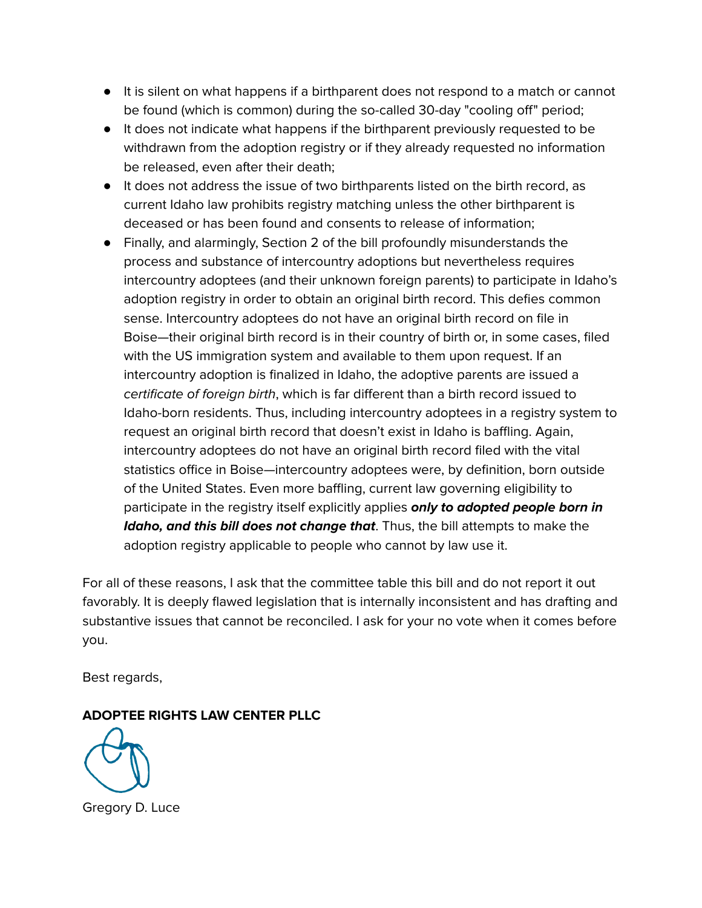- It is silent on what happens if a birthparent does not respond to a match or cannot be found (which is common) during the so-called 30-day "cooling off" period;
- It does not indicate what happens if the birthparent previously requested to be withdrawn from the adoption registry or if they already requested no information be released, even after their death;
- It does not address the issue of two birthparents listed on the birth record, as current Idaho law prohibits registry matching unless the other birthparent is deceased or has been found and consents to release of information;
- Finally, and alarmingly, Section 2 of the bill profoundly misunderstands the process and substance of intercountry adoptions but nevertheless requires intercountry adoptees (and their unknown foreign parents) to participate in Idaho's adoption registry in order to obtain an original birth record. This defies common sense. Intercountry adoptees do not have an original birth record on file in Boise—their original birth record is in their country of birth or, in some cases, filed with the US immigration system and available to them upon request. If an intercountry adoption is finalized in Idaho, the adoptive parents are issued a *certificate of foreign birth*, which is far different than a birth record issued to Idaho-born residents. Thus, including intercountry adoptees in a registry system to request an original birth record that doesn't exist in Idaho is baffling. Again, intercountry adoptees do not have an original birth record filed with the vital statistics office in Boise—intercountry adoptees were, by definition, born outside of the United States. Even more baffling, current law governing eligibility to participate in the registry itself explicitly applies ***only to adopted people born in Idaho, and this bill does not change that***. Thus, the bill attempts to make the adoption registry applicable to people who cannot by law use it.

For all of these reasons, I ask that the committee table this bill and do not report it out favorably. It is deeply flawed legislation that is internally inconsistent and has drafting and substantive issues that cannot be reconciled. I ask for your no vote when it comes before you.

Best regards,

**ADOPTEE RIGHTS LAW CENTER PLLC**

Gregory D. Luce